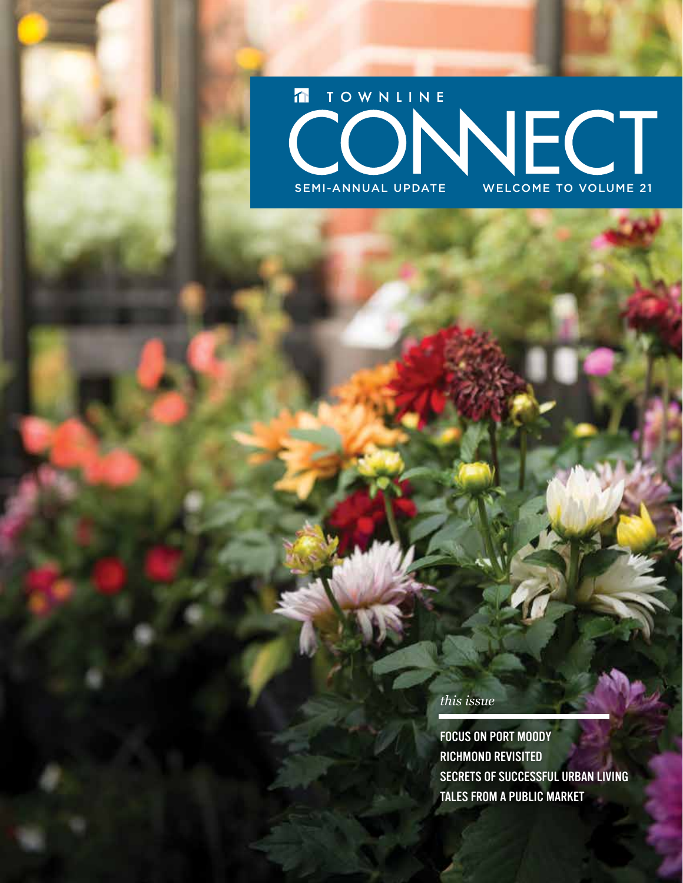TOWNLINE

# CONNECT

SEMI-ANNUAL UPDATE

WELCOME TO VOLUME 21

*this issue*

FOCUS ON PORT MOODY

RICHMOND REVISITED

SECRETS OF SUCCESSFUL URBAN LIVING

TALES FROM A PUBLIC MARKET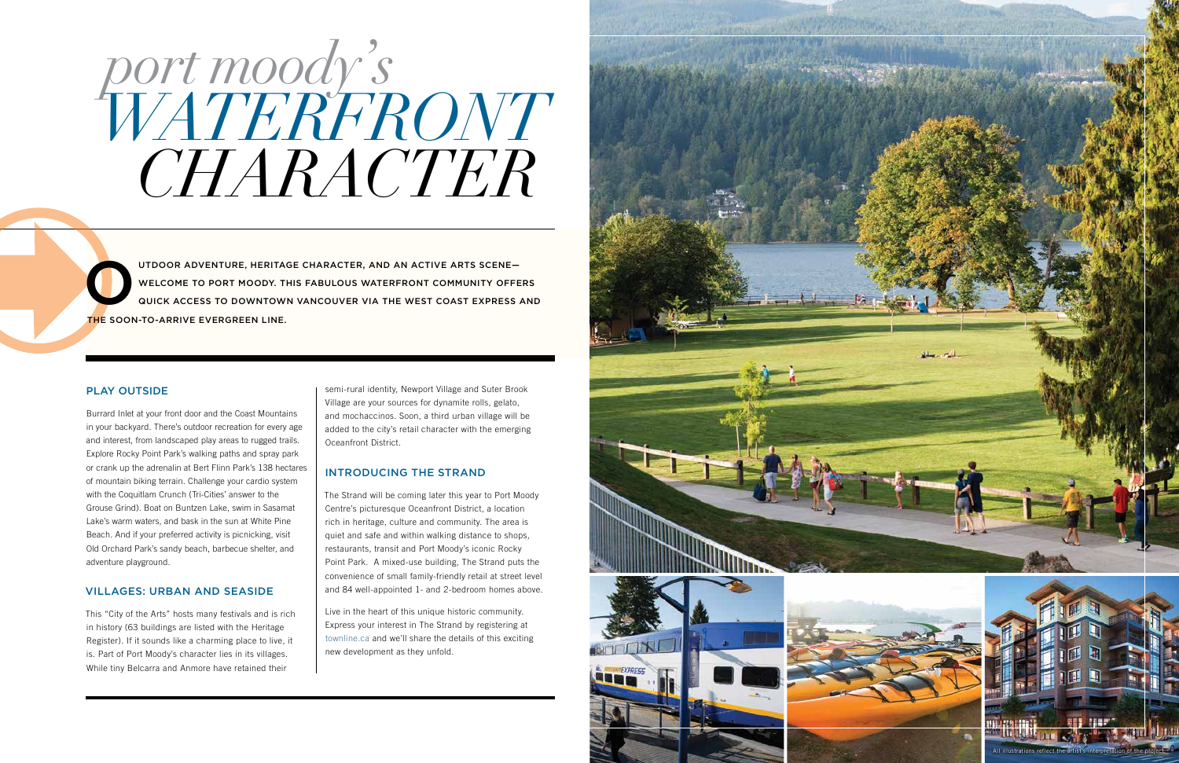# port moody's WATERFRONT CHARACTER

OUTDOOR ADVENTURE, HERITAGE CHARACTER, AND AN ACTIVE ARTS SCENE—WELCOME TO PORT MOODY. THIS FABULOUS WATERFRONT COMMUNITY OFFERS QUICK ACCESS TO DOWNTOWN VANCOUVER VIA THE WEST COAST EXPRESS AND THE SOON-TO-ARRIVE EVERGREEN LINE.

## PLAY OUTSIDE

Burrard Inlet at your front door and the Coast Mountains in your backyard. There's outdoor recreation for every age and interest, from landscaped play areas to rugged trails. Explore Rocky Point Park's walking paths and spray park or crank up the adrenalin at Bert Flinn Park's 138 hectares of mountain biking terrain. Challenge your cardio system with the Coquitlam Crunch (Tri-Cities' answer to the Grouse Grind). Boat on Buntzen Lake, swim in Sasamat Lake's warm waters, and bask in the sun at White Pine Beach. And if your preferred activity is picnicking, visit Old Orchard Park's sandy beach, barbecue shelter, and adventure playground.

## VILLAGES: URBAN AND SEASIDE

This "City of the Arts" hosts many festivals and is rich in history (63 buildings are listed with the Heritage Register). If it sounds like a charming place to live, it is. Part of Port Moody's character lies in its villages. While tiny Belcarra and Anmore have retained their semi-rural identity, Newport Village and Suter Brook Village are your sources for dynamite rolls, gelato, and mochaccinos. Soon, a third urban village will be added to the city's retail character with the emerging Oceanfront District.

## INTRODUCING THE STRAND

The Strand will be coming later this year to Port Moody Centre's picturesque Oceanfront District, a location rich in heritage, culture and community. The area is quiet and safe and within walking distance to shops, restaurants, transit and Port Moody's iconic Rocky Point Park. A mixed-use building, The Strand puts the convenience of small family-friendly retail at street level and 84 well-appointed 1- and 2-bedroom homes above.

Live in the heart of this unique historic community. Express your interest in The Strand by registering at townline.ca and we'll share the details of this exciting new development as they unfold.

All illustrations reflect the artist's interpretation of the project.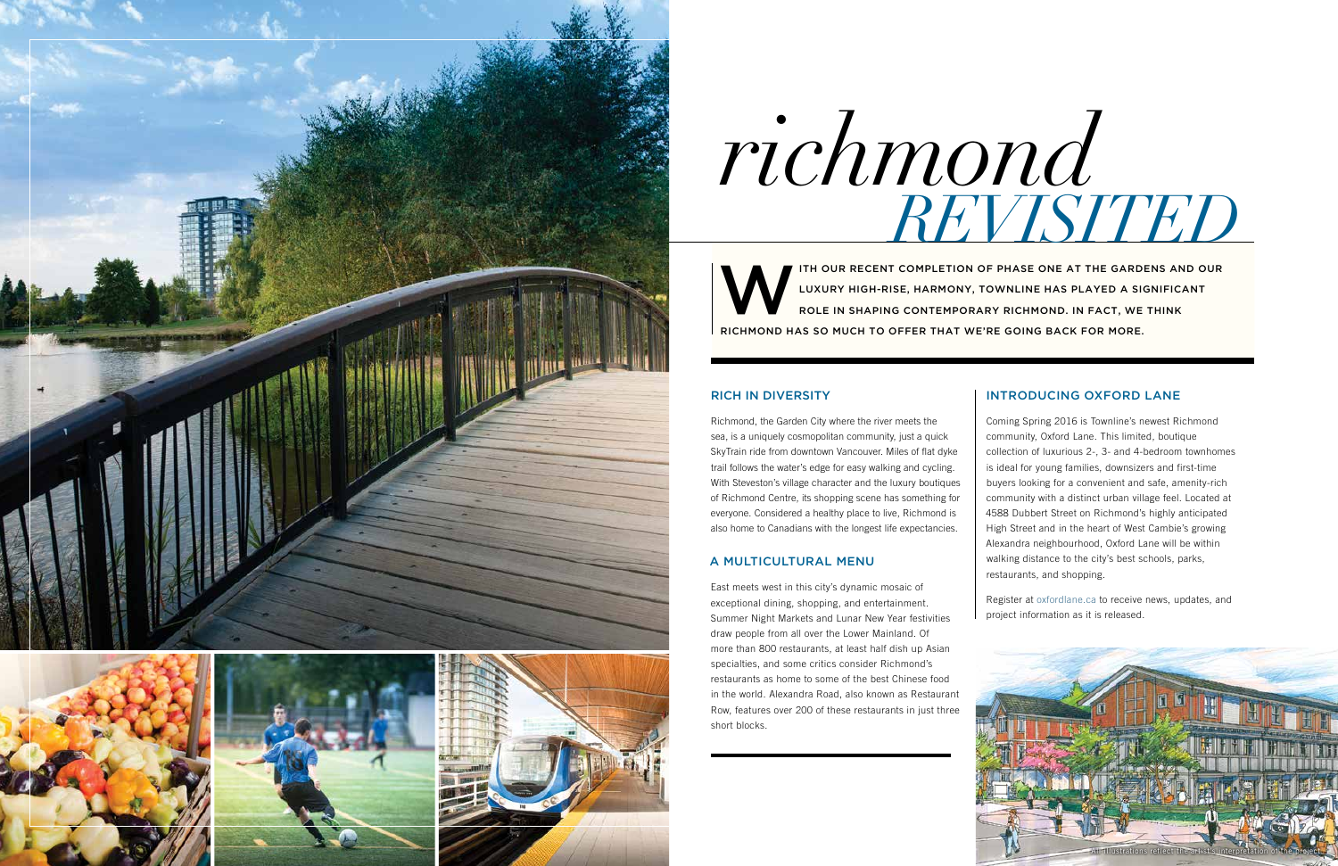# *richmond* REVISITED

**WITH OUR RECENT COMPLETION OF PHASE ONE AT THE GARDENS AND OUR LUXURY HIGH-RISE, HARMONY, TOWNLINE HAS PLAYED A SIGNIFICANT ROLE IN SHAPING CONTEMPORARY RICHMOND. IN FACT, WE THINK RICHMOND HAS SO MUCH TO OFFER THAT WE'RE GOING BACK FOR MORE.**

## RICH IN DIVERSITY

Richmond, the Garden City where the river meets the sea, is a uniquely cosmopolitan community, just a quick SkyTrain ride from downtown Vancouver. Miles of flat dyke trail follows the water's edge for easy walking and cycling. With Steveston's village character and the luxury boutiques of Richmond Centre, its shopping scene has something for everyone. Considered a healthy place to live, Richmond is also home to Canadians with the longest life expectancies.

## A MULTICULTURAL MENU

East meets west in this city's dynamic mosaic of exceptional dining, shopping, and entertainment. Summer Night Markets and Lunar New Year festivities draw people from all over the Lower Mainland. Of more than 800 restaurants, at least half dish up Asian specialties, and some critics consider Richmond's restaurants as home to some of the best Chinese food in the world. Alexandra Road, also known as Restaurant Row, features over 200 of these restaurants in just three short blocks.

## INTRODUCING OXFORD LANE

Coming Spring 2016 is Townline's newest Richmond community, Oxford Lane. This limited, boutique collection of luxurious 2-, 3- and 4-bedroom townhomes is ideal for young families, downsizers and first-time buyers looking for a convenient and safe, amenity-rich community with a distinct urban village feel. Located at 4588 Dubbert Street on Richmond's highly anticipated High Street and in the heart of West Cambie's growing Alexandra neighbourhood, Oxford Lane will be within walking distance to the city's best schools, parks, restaurants, and shopping.

Register at oxfordlane.ca to receive news, updates, and project information as it is released.

All illustrations reflect the artist's interpretation of the project.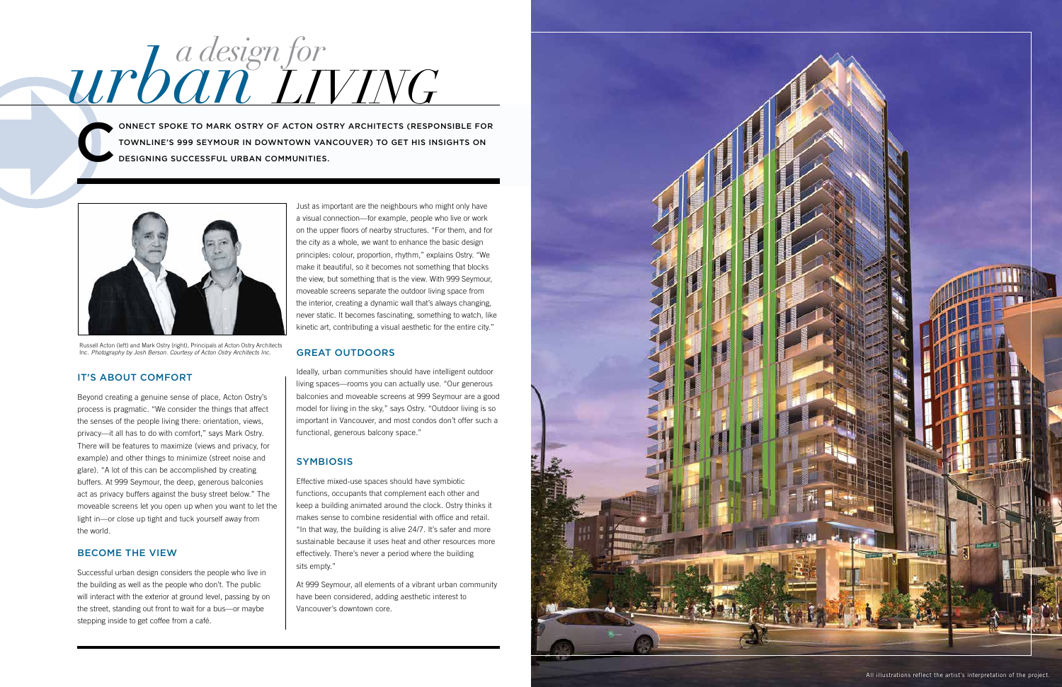# *urban LIVING*

## *a design for*

CONNECT SPOKE TO MARK OSTRY OF ACTON OSTRY ARCHITECTS (RESPONSIBLE FOR TOWNLINE'S 999 SEYMOUR IN DOWNTOWN VANCOUVER) TO GET HIS INSIGHTS ON DESIGNING SUCCESSFUL URBAN COMMUNITIES.

Russell Acton (left) and Mark Ostry (right), Principals at Acton Ostry Architects Inc. *Photography by Josh Berson. Courtesy of Acton Ostry Architects Inc.*

### IT'S ABOUT COMFORT

Beyond creating a genuine sense of place, Acton Ostry's process is pragmatic. "We consider the things that affect the senses of the people living there: orientation, views, privacy—it all has to do with comfort," says Mark Ostry. There will be features to maximize (views and privacy, for example) and other things to minimize (street noise and glare). "A lot of this can be accomplished by creating buffers. At 999 Seymour, the deep, generous balconies act as privacy buffers against the busy street below." The moveable screens let you open up when you want to let the light in—or close up tight and tuck yourself away from the world.

### BECOME THE VIEW

Successful urban design considers the people who live in the building as well as the people who don't. The public will interact with the exterior at ground level, passing by on the street, standing out front to wait for a bus—or maybe stepping inside to get coffee from a café.

Just as important are the neighbours who might only have a visual connection—for example, people who live or work on the upper floors of nearby structures. "For them, and for the city as a whole, we want to enhance the basic design principles: colour, proportion, rhythm," explains Ostry. "We make it beautiful, so it becomes not something that blocks the view, but something that is the view. With 999 Seymour, moveable screens separate the outdoor living space from the interior, creating a dynamic wall that's always changing, never static. It becomes fascinating, something to watch, like kinetic art, contributing a visual aesthetic for the entire city."

### GREAT OUTDOORS

Ideally, urban communities should have intelligent outdoor living spaces—rooms you can actually use. "Our generous balconies and moveable screens at 999 Seymour are a good model for living in the sky," says Ostry. "Outdoor living is so important in Vancouver, and most condos don't offer such a functional, generous balcony space."

### SYMBIOSIS

Effective mixed-use spaces should have symbiotic functions, occupants that complement each other and keep a building animated around the clock. Ostry thinks it makes sense to combine residential with office and retail. "In that way, the building is alive 24/7. It's safer and more sustainable because it uses heat and other resources more effectively. There's never a period where the building sits empty."

At 999 Seymour, all elements of a vibrant urban community have been considered, adding aesthetic interest to Vancouver's downtown core.

All illustrations reflect the artist's interpretation of the project.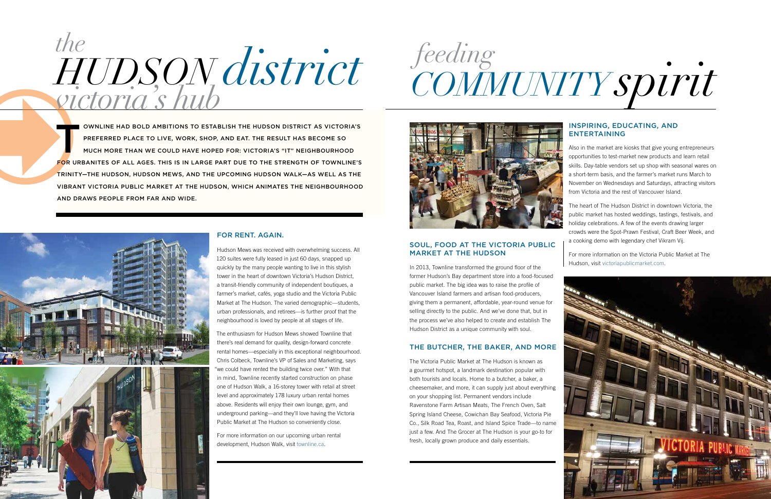# *the* HUDSON *district* *victoria's hub*

TOWNLINE HAD BOLD AMBITIONS TO ESTABLISH THE HUDSON DISTRICT AS VICTORIA'S PREFERRED PLACE TO LIVE, WORK, SHOP, AND EAT. THE RESULT HAS BECOME SO MUCH MORE THAN WE COULD HAVE HOPED FOR: VICTORIA'S "IT" NEIGHBOURHOOD FOR URBANITES OF ALL AGES. THIS IS IN LARGE PART DUE TO THE STRENGTH OF TOWNLINE'S TRINITY—THE HUDSON, HUDSON MEWS, AND THE UPCOMING HUDSON WALK—AS WELL AS THE VIBRANT VICTORIA PUBLIC MARKET AT THE HUDSON, WHICH ANIMATES THE NEIGHBOURHOOD AND DRAWS PEOPLE FROM FAR AND WIDE.

## FOR RENT. AGAIN.

Hudson Mews was received with overwhelming success. All 120 suites were fully leased in just 60 days, snapped up quickly by the many people wanting to live in this stylish tower in the heart of downtown Victoria's Hudson District, a transit-friendly community of independent boutiques, a farmer's market, cafés, yoga studio and the Victoria Public Market at The Hudson. The varied demographic—students, urban professionals, and retirees—is further proof that the neighbourhood is loved by people at all stages of life.

The enthusiasm for Hudson Mews showed Townline that there's real demand for quality, design-forward concrete rental homes—especially in this exceptional neighbourhood. Chris Colbeck, Townline's VP of Sales and Marketing, says "we could have rented the building twice over." With that in mind, Townline recently started construction on phase one of Hudson Walk, a 16-storey tower with retail at street level and approximately 178 luxury urban rental homes above. Residents will enjoy their own lounge, gym, and underground parking—and they'll love having the Victoria Public Market at The Hudson so conveniently close.

For more information on our upcoming urban rental development, Hudson Walk, visit townline.ca.

# *feeding* COMMUNITY *spirit*

## SOUL, FOOD AT THE VICTORIA PUBLIC MARKET AT THE HUDSON

In 2013, Townline transformed the ground floor of the former Hudson's Bay department store into a food-focused public market. The big idea was to raise the profile of Vancouver Island farmers and artisan food-producers, giving them a permanent, affordable, year-round venue for selling directly to the public. And we've done that, but in the process we've also helped to create and establish The Hudson District as a unique community with soul.

## THE BUTCHER, THE BAKER, AND MORE

The Victoria Public Market at The Hudson is known as a gourmet hotspot, a landmark destination popular with both tourists and locals. Home to a butcher, a baker, a cheesemaker, and more, it can supply just about everything on your shopping list. Permanent vendors include Ravenstone Farm Artisan Meats, The French Oven, Salt Spring Island Cheese, Cowichan Bay Seafood, Victoria Pie Co., Silk Road Tea, Roast, and Island Spice Trade—to name just a few. And The Grocer at The Hudson is your go-to for fresh, locally grown produce and daily essentials.

## INSPIRING, EDUCATING, AND ENTERTAINING

Also in the market are kiosks that give young entrepreneurs opportunities to test-market new products and learn retail skills. Day-table vendors set up shop with seasonal wares on a short-term basis, and the farmer's market runs March to November on Wednesdays and Saturdays, attracting visitors from Victoria and the rest of Vancouver Island.

The heart of The Hudson District in downtown Victoria, the public market has hosted weddings, tastings, festivals, and holiday celebrations. A few of the events drawing larger crowds were the Spot-Prawn Festival, Craft Beer Week, and a cooking demo with legendary chef Vikram Vij.

For more information on the Victoria Public Market at The Hudson, visit victoriapublicmarket.com.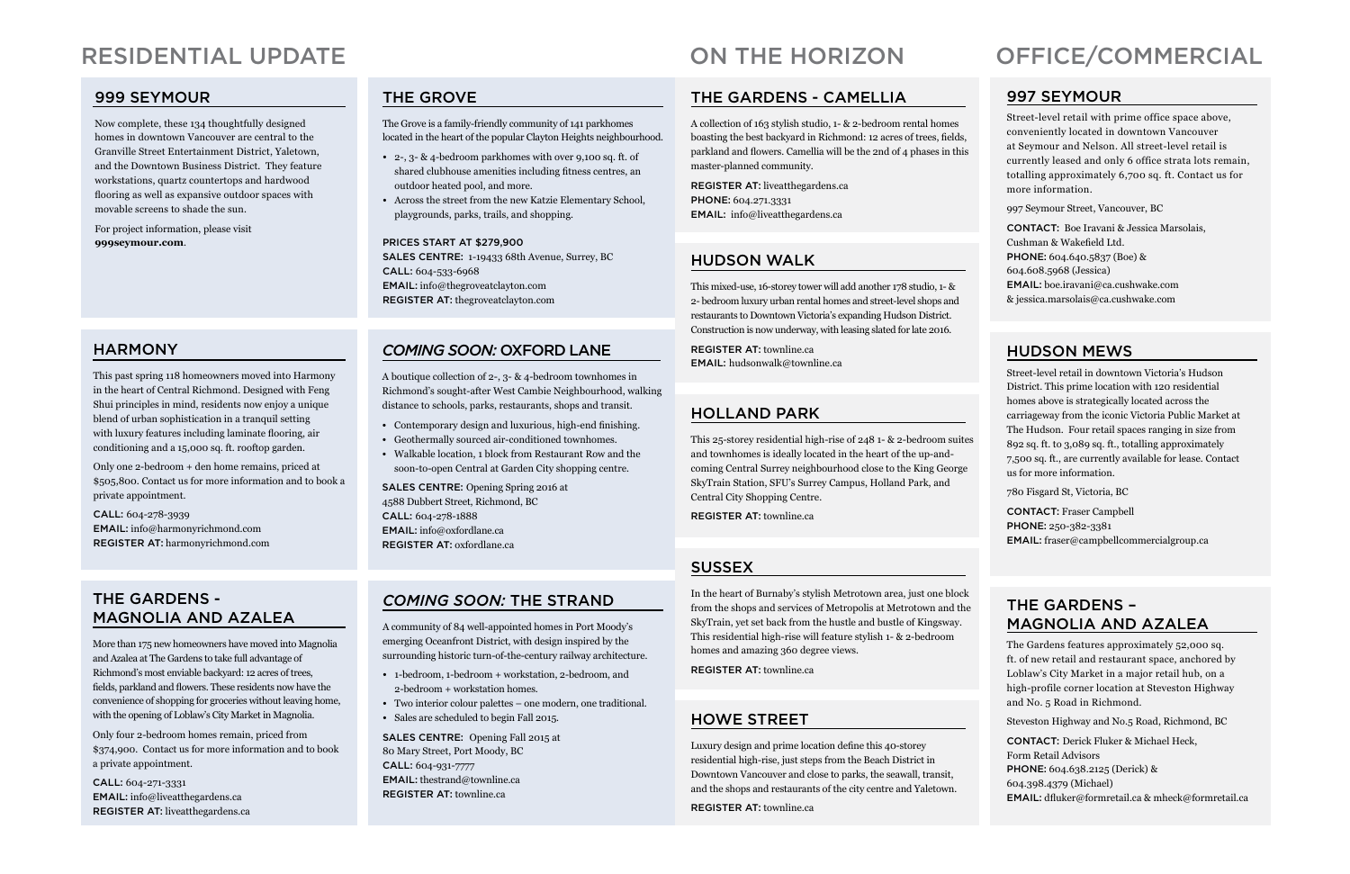# RESIDENTIAL UPDATE

## 999 SEYMOUR

Now complete, these 134 thoughtfully designed homes in downtown Vancouver are central to the Granville Street Entertainment District, Yaletown, and the Downtown Business District. They feature workstations, quartz countertops and hardwood flooring as well as expansive outdoor spaces with movable screens to shade the sun.

For project information, please visit **999seymour.com**.

## HARMONY

This past spring 118 homeowners moved into Harmony in the heart of Central Richmond. Designed with Feng Shui principles in mind, residents now enjoy a unique blend of urban sophistication in a tranquil setting with luxury features including laminate flooring, air conditioning and a 15,000 sq. ft. rooftop garden.

Only one 2-bedroom + den home remains, priced at $505,800. Contact us for more information and to book a private appointment.

CALL: 604-278-3939
EMAIL: info@harmonyrichmond.com
REGISTER AT: harmonyrichmond.com

## THE GARDENS - MAGNOLIA AND AZALEA

More than 175 new homeowners have moved into Magnolia and Azalea at The Gardens to take full advantage of Richmond's most enviable backyard: 12 acres of trees, fields, parkland and flowers. These residents now have the convenience of shopping for groceries without leaving home, with the opening of Loblaw's City Market in Magnolia.

Only four 2-bedroom homes remain, priced from $374,900. Contact us for more information and to book a private appointment.

CALL: 604-271-3331
EMAIL: info@liveatthegardens.ca
REGISTER AT: liveatthegardens.ca

## THE GROVE

The Grove is a family-friendly community of 141 parkhomes located in the heart of the popular Clayton Heights neighbourhood.

- 2-, 3- & 4-bedroom parkhomes with over 9,100 sq. ft. of shared clubhouse amenities including fitness centres, an outdoor heated pool, and more.
- Across the street from the new Katzie Elementary School, playgrounds, parks, trails, and shopping.

PRICES START AT $279,900
SALES CENTRE: 1-19433 68th Avenue, Surrey, BC
CALL: 604-533-6968
EMAIL: info@thegroveatclayton.com
REGISTER AT: thegroveatclayton.com

## *COMING SOON:* OXFORD LANE

A boutique collection of 2-, 3- & 4-bedroom townhomes in Richmond's sought-after West Cambie Neighbourhood, walking distance to schools, parks, restaurants, shops and transit.

- Contemporary design and luxurious, high-end finishing.
- Geothermally sourced air-conditioned townhomes.
- Walkable location, 1 block from Restaurant Row and the soon-to-open Central at Garden City shopping centre.

SALES CENTRE: Opening Spring 2016 at 4588 Dubbert Street, Richmond, BC
CALL: 604-278-1888
EMAIL: info@oxfordlane.ca
REGISTER AT: oxfordlane.ca

## *COMING SOON:* THE STRAND

A community of 84 well-appointed homes in Port Moody's emerging Oceanfront District, with design inspired by the surrounding historic turn-of-the-century railway architecture.

- 1-bedroom, 1-bedroom + workstation, 2-bedroom, and 2-bedroom + workstation homes.
- Two interior colour palettes – one modern, one traditional.
- Sales are scheduled to begin Fall 2015.

SALES CENTRE: Opening Fall 2015 at 80 Mary Street, Port Moody, BC
CALL: 604-931-7777
EMAIL: thestrand@townline.ca
REGISTER AT: townline.ca

# ON THE HORIZON

## THE GARDENS - CAMELLIA

A collection of 163 stylish studio, 1- & 2-bedroom rental homes boasting the best backyard in Richmond: 12 acres of trees, fields, parkland and flowers. Camellia will be the 2nd of 4 phases in this master-planned community.

REGISTER AT: liveatthegardens.ca
PHONE: 604.271.3331
EMAIL: info@liveatthegardens.ca

## HUDSON WALK

This mixed-use, 16-storey tower will add another 178 studio, 1- & 2- bedroom luxury urban rental homes and street-level shops and restaurants to Downtown Victoria's expanding Hudson District. Construction is now underway, with leasing slated for late 2016.

REGISTER AT: townline.ca
EMAIL: hudsonwalk@townline.ca

## HOLLAND PARK

This 25-storey residential high-rise of 248 1- & 2-bedroom suites and townhomes is ideally located in the heart of the up-and-coming Central Surrey neighbourhood close to the King George SkyTrain Station, SFU's Surrey Campus, Holland Park, and Central City Shopping Centre.

REGISTER AT: townline.ca

## SUSSEX

In the heart of Burnaby's stylish Metrotown area, just one block from the shops and services of Metropolis at Metrotown and the SkyTrain, yet set back from the hustle and bustle of Kingsway. This residential high-rise will feature stylish 1- & 2-bedroom homes and amazing 360 degree views.

REGISTER AT: townline.ca

## HOWE STREET

Luxury design and prime location define this 40-storey residential high-rise, just steps from the Beach District in Downtown Vancouver and close to parks, the seawall, transit, and the shops and restaurants of the city centre and Yaletown.

REGISTER AT: townline.ca

# OFFICE/COMMERCIAL

## 997 SEYMOUR

Street-level retail with prime office space above, conveniently located in downtown Vancouver at Seymour and Nelson. All street-level retail is currently leased and only 6 office strata lots remain, totalling approximately 6,700 sq. ft. Contact us for more information.

997 Seymour Street, Vancouver, BC

CONTACT: Boe Iravani & Jessica Marsolais, Cushman & Wakefield Ltd.
PHONE: 604.640.5837 (Boe) & 604.608.5968 (Jessica)
EMAIL: boe.iravani@ca.cushwake.com & jessica.marsolais@ca.cushwake.com

## HUDSON MEWS

Street-level retail in downtown Victoria's Hudson District. This prime location with 120 residential homes above is strategically located across the carriageway from the iconic Victoria Public Market at The Hudson. Four retail spaces ranging in size from 892 sq. ft. to 3,089 sq. ft., totalling approximately 7,500 sq. ft., are currently available for lease. Contact us for more information.

780 Fisgard St, Victoria, BC

CONTACT: Fraser Campbell
PHONE: 250-382-3381
EMAIL: fraser@campbellcommercialgroup.ca

## THE GARDENS – MAGNOLIA AND AZALEA

The Gardens features approximately 52,000 sq. ft. of new retail and restaurant space, anchored by Loblaw's City Market in a major retail hub, on a high-profile corner location at Steveston Highway and No. 5 Road in Richmond.

Steveston Highway and No.5 Road, Richmond, BC

CONTACT: Derick Fluker & Michael Heck, Form Retail Advisors
PHONE: 604.638.2125 (Derick) & 604.398.4379 (Michael)
EMAIL: dfluker@formretail.ca & mheck@formretail.ca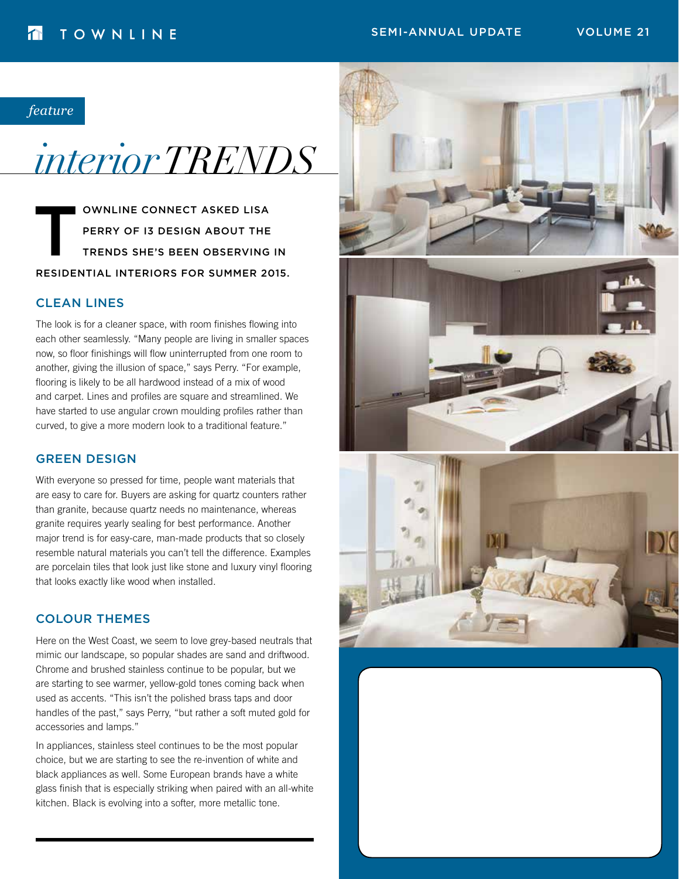*feature*

# *interior* TRENDS

TOWNLINE CONNECT ASKED LISA PERRY OF I3 DESIGN ABOUT THE TRENDS SHE'S BEEN OBSERVING IN RESIDENTIAL INTERIORS FOR SUMMER 2015.

## CLEAN LINES

The look is for a cleaner space, with room finishes flowing into each other seamlessly. "Many people are living in smaller spaces now, so floor finishings will flow uninterrupted from one room to another, giving the illusion of space," says Perry. "For example, flooring is likely to be all hardwood instead of a mix of wood and carpet. Lines and profiles are square and streamlined. We have started to use angular crown moulding profiles rather than curved, to give a more modern look to a traditional feature."

## GREEN DESIGN

With everyone so pressed for time, people want materials that are easy to care for. Buyers are asking for quartz counters rather than granite, because quartz needs no maintenance, whereas granite requires yearly sealing for best performance. Another major trend is for easy-care, man-made products that so closely resemble natural materials you can't tell the difference. Examples are porcelain tiles that look just like stone and luxury vinyl flooring that looks exactly like wood when installed.

## COLOUR THEMES

Here on the West Coast, we seem to love grey-based neutrals that mimic our landscape, so popular shades are sand and driftwood. Chrome and brushed stainless continue to be popular, but we are starting to see warmer, yellow-gold tones coming back when used as accents. "This isn't the polished brass taps and door handles of the past," says Perry, "but rather a soft muted gold for accessories and lamps."

In appliances, stainless steel continues to be the most popular choice, but we are starting to see the re-invention of white and black appliances as well. Some European brands have a white glass finish that is especially striking when paired with an all-white kitchen. Black is evolving into a softer, more metallic tone.